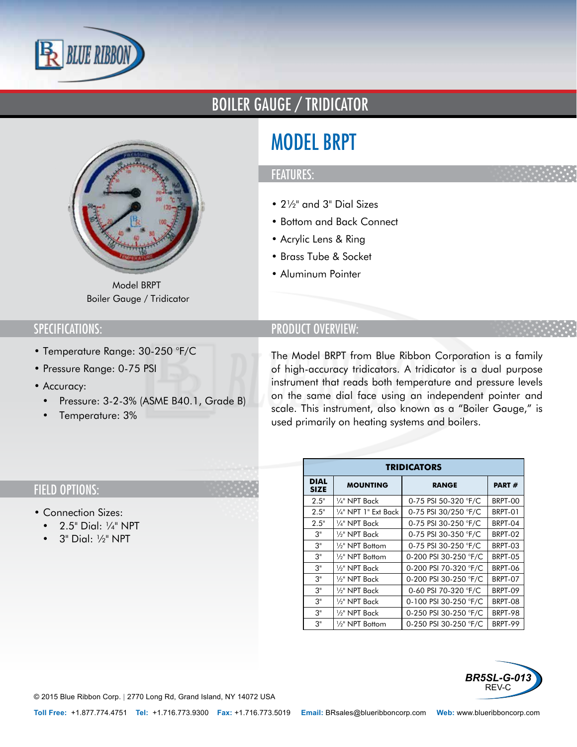# BOILER GAUGE / TRIDICATOR

Model BRPT
Boiler Gauge / Tridicator

# MODEL BRPT

## FEATURES:

- 2½" and 3" Dial Sizes
- Bottom and Back Connect
- Acrylic Lens & Ring
- Brass Tube & Socket
- Aluminum Pointer

## SPECIFICATIONS:

- Temperature Range: 30-250 °F/C
- Pressure Range: 0-75 PSI
- Accuracy:
  - Pressure: 3-2-3% (ASME B40.1, Grade B)
  - Temperature: 3%

## PRODUCT OVERVIEW:

The Model BRPT from Blue Ribbon Corporation is a family of high-accuracy tridicators. A tridicator is a dual purpose instrument that reads both temperature and pressure levels on the same dial face using an independent pointer and scale. This instrument, also known as a "Boiler Gauge," is used primarily on heating systems and boilers.

## FIELD OPTIONS:

- Connection Sizes:
  - 2.5" Dial: ¼" NPT
  - 3" Dial: ½" NPT

| TRIDICATORS | | | |
|---|---|---|---|
| DIAL SIZE | MOUNTING | RANGE | PART # |
| 2.5" | ¼" NPT Back | 0-75 PSI 50-320 °F/C | BRPT-00 |
| 2.5" | ¼" NPT 1" Ext Back | 0-75 PSI 30/250 °F/C | BRPT-01 |
| 2.5" | ¼" NPT Back | 0-75 PSI 30-250 °F/C | BRPT-04 |
| 3" | ½" NPT Back | 0-75 PSI 30-350 °F/C | BRPT-02 |
| 3" | ½" NPT Bottom | 0-75 PSI 30-250 °F/C | BRPT-03 |
| 3" | ½" NPT Bottom | 0-200 PSI 30-250 °F/C | BRPT-05 |
| 3" | ½" NPT Back | 0-200 PSI 70-320 °F/C | BRPT-06 |
| 3" | ½" NPT Back | 0-200 PSI 30-250 °F/C | BRPT-07 |
| 3" | ½" NPT Back | 0-60 PSI 70-320 °F/C | BRPT-09 |
| 3" | ½" NPT Back | 0-100 PSI 30-250 °F/C | BRPT-08 |
| 3" | ½" NPT Back | 0-250 PSI 30-250 °F/C | BRPT-98 |
| 3" | ½" NPT Bottom | 0-250 PSI 30-250 °F/C | BRPT-99 |

BR5SL-G-013
REV-C

© 2015 Blue Ribbon Corp. | 2770 Long Rd, Grand Island, NY 14072 USA

**Toll Free:** +1.877.774.4751 **Tel:** +1.716.773.9300 **Fax:** +1.716.773.5019 **Email:** BRsales@blueribboncorp.com **Web:** www.blueribboncorp.com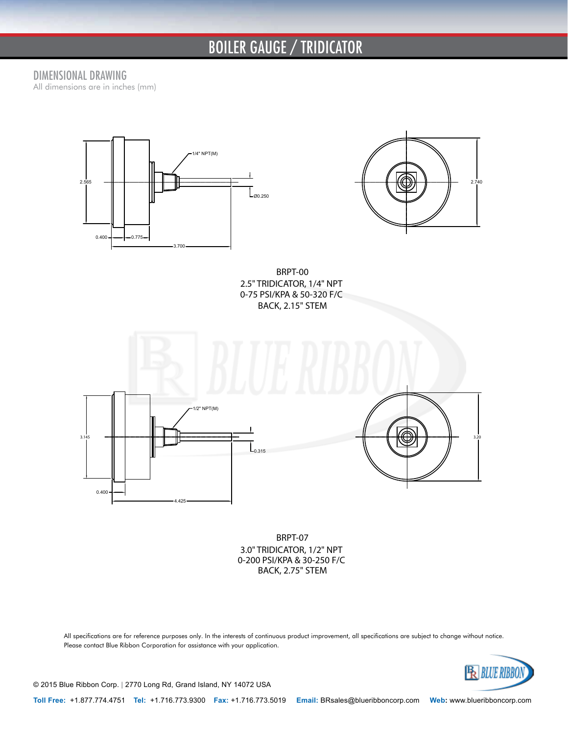# BOILER GAUGE / TRIDICATOR

## DIMENSIONAL DRAWING

All dimensions are in inches (mm)

1/4" NPT(M)

2.565

Ø0.250

2.740

0.400

0.775

3.700

BRPT-00
2.5" TRIDICATOR, 1/4" NPT
0-75 PSI/KPA & 50-320 F/C
BACK, 2.15" STEM

1/2" NPT(M)

3.145

0.315

3.20

0.400

4.425

BRPT-07
3.0" TRIDICATOR, 1/2" NPT
0-200 PSI/KPA & 30-250 F/C
BACK, 2.75" STEM

All specifications are for reference purposes only. In the interests of continuous product improvement, all specifications are subject to change without notice. Please contact Blue Ribbon Corporation for assistance with your application.

© 2015 Blue Ribbon Corp. | 2770 Long Rd, Grand Island, NY 14072 USA

**Toll Free:** +1.877.774.4751 **Tel:** +1.716.773.9300 **Fax:** +1.716.773.5019 **Email:** BRsales@blueribboncorp.com **Web:** www.blueribboncorp.com